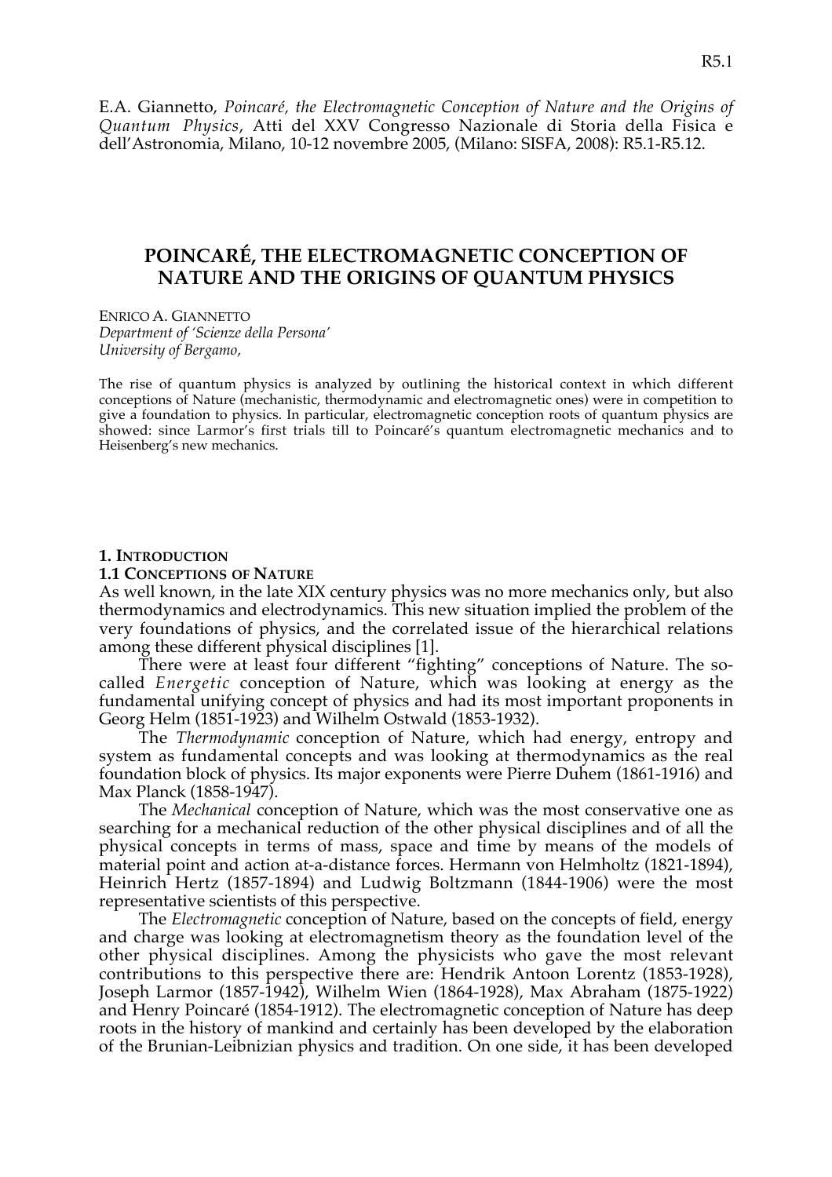E.A. Giannetto, *Poincaré, the Electromagnetic Conception of Nature and the Origins of Quantum Physics*, Atti del XXV Congresso Nazionale di Storia della Fisica e dell'Astronomia, Milano, 10-12 novembre 2005, (Milano: SISFA, 2008): R5.1-R5.12.

# POINCARÉ, THE ELECTROMAGNETIC CONCEPTION OF NATURE AND THE ORIGINS OF QUANTUM PHYSICS

ENRICO A. GIANNETTO
*Department of 'Scienze della Persona'*
*University of Bergamo,*

The rise of quantum physics is analyzed by outlining the historical context in which different conceptions of Nature (mechanistic, thermodynamic and electromagnetic ones) were in competition to give a foundation to physics. In particular, electromagnetic conception roots of quantum physics are showed: since Larmor's first trials till to Poincaré's quantum electromagnetic mechanics and to Heisenberg's new mechanics.

## 1. INTRODUCTION

### 1.1 CONCEPTIONS OF NATURE

As well known, in the late XIX century physics was no more mechanics only, but also thermodynamics and electrodynamics. This new situation implied the problem of the very foundations of physics, and the correlated issue of the hierarchical relations among these different physical disciplines [1].

There were at least four different "fighting" conceptions of Nature. The so-called *Energetic* conception of Nature, which was looking at energy as the fundamental unifying concept of physics and had its most important proponents in Georg Helm (1851-1923) and Wilhelm Ostwald (1853-1932).

The *Thermodynamic* conception of Nature, which had energy, entropy and system as fundamental concepts and was looking at thermodynamics as the real foundation block of physics. Its major exponents were Pierre Duhem (1861-1916) and Max Planck (1858-1947).

The *Mechanical* conception of Nature, which was the most conservative one as searching for a mechanical reduction of the other physical disciplines and of all the physical concepts in terms of mass, space and time by means of the models of material point and action at-a-distance forces. Hermann von Helmholtz (1821-1894), Heinrich Hertz (1857-1894) and Ludwig Boltzmann (1844-1906) were the most representative scientists of this perspective.

The *Electromagnetic* conception of Nature, based on the concepts of field, energy and charge was looking at electromagnetism theory as the foundation level of the other physical disciplines. Among the physicists who gave the most relevant contributions to this perspective there are: Hendrik Antoon Lorentz (1853-1928), Joseph Larmor (1857-1942), Wilhelm Wien (1864-1928), Max Abraham (1875-1922) and Henry Poincaré (1854-1912). The electromagnetic conception of Nature has deep roots in the history of mankind and certainly has been developed by the elaboration of the Brunian-Leibnizian physics and tradition. On one side, it has been developed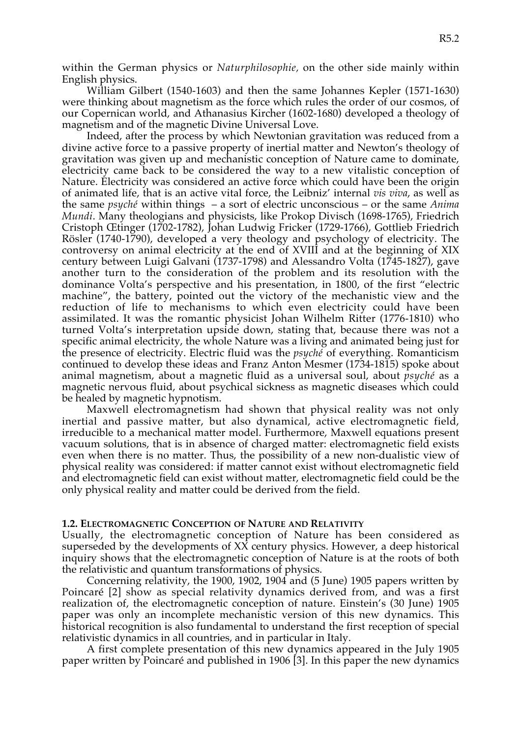within the German physics or *Naturphilosophie*, on the other side mainly within English physics.

William Gilbert (1540-1603) and then the same Johannes Kepler (1571-1630) were thinking about magnetism as the force which rules the order of our cosmos, of our Copernican world, and Athanasius Kircher (1602-1680) developed a theology of magnetism and of the magnetic Divine Universal Love.

Indeed, after the process by which Newtonian gravitation was reduced from a divine active force to a passive property of inertial matter and Newton's theology of gravitation was given up and mechanistic conception of Nature came to dominate, electricity came back to be considered the way to a new vitalistic conception of Nature. Electricity was considered an active force which could have been the origin of animated life, that is an active vital force, the Leibniz' internal *vis viva*, as well as the same *psyché* within things – a sort of electric unconscious – or the same *Anima Mundi*. Many theologians and physicists, like Prokop Divisch (1698-1765), Friedrich Cristoph Œtinger (1702-1782), Johan Ludwig Fricker (1729-1766), Gottlieb Friedrich Rösler (1740-1790), developed a very theology and psychology of electricity. The controversy on animal electricity at the end of XVIII and at the beginning of XIX century between Luigi Galvani (1737-1798) and Alessandro Volta (1745-1827), gave another turn to the consideration of the problem and its resolution with the dominance Volta's perspective and his presentation, in 1800, of the first "electric machine", the battery, pointed out the victory of the mechanistic view and the reduction of life to mechanisms to which even electricity could have been assimilated. It was the romantic physicist Johan Wilhelm Ritter (1776-1810) who turned Volta's interpretation upside down, stating that, because there was not a specific animal electricity, the whole Nature was a living and animated being just for the presence of electricity. Electric fluid was the *psyché* of everything. Romanticism continued to develop these ideas and Franz Anton Mesmer (1734-1815) spoke about animal magnetism, about a magnetic fluid as a universal soul, about *psyché* as a magnetic nervous fluid, about psychical sickness as magnetic diseases which could be healed by magnetic hypnotism.

Maxwell electromagnetism had shown that physical reality was not only inertial and passive matter, but also dynamical, active electromagnetic field, irreducible to a mechanical matter model. Furthermore, Maxwell equations present vacuum solutions, that is in absence of charged matter: electromagnetic field exists even when there is no matter. Thus, the possibility of a new non-dualistic view of physical reality was considered: if matter cannot exist without electromagnetic field and electromagnetic field can exist without matter, electromagnetic field could be the only physical reality and matter could be derived from the field.

### 1.2. Electromagnetic Conception of Nature and Relativity

Usually, the electromagnetic conception of Nature has been considered as superseded by the developments of XX century physics. However, a deep historical inquiry shows that the electromagnetic conception of Nature is at the roots of both the relativistic and quantum transformations of physics.

Concerning relativity, the 1900, 1902, 1904 and (5 June) 1905 papers written by Poincaré [2] show as special relativity dynamics derived from, and was a first realization of, the electromagnetic conception of nature. Einstein's (30 June) 1905 paper was only an incomplete mechanistic version of this new dynamics. This historical recognition is also fundamental to understand the first reception of special relativistic dynamics in all countries, and in particular in Italy.

A first complete presentation of this new dynamics appeared in the July 1905 paper written by Poincaré and published in 1906 [3]. In this paper the new dynamics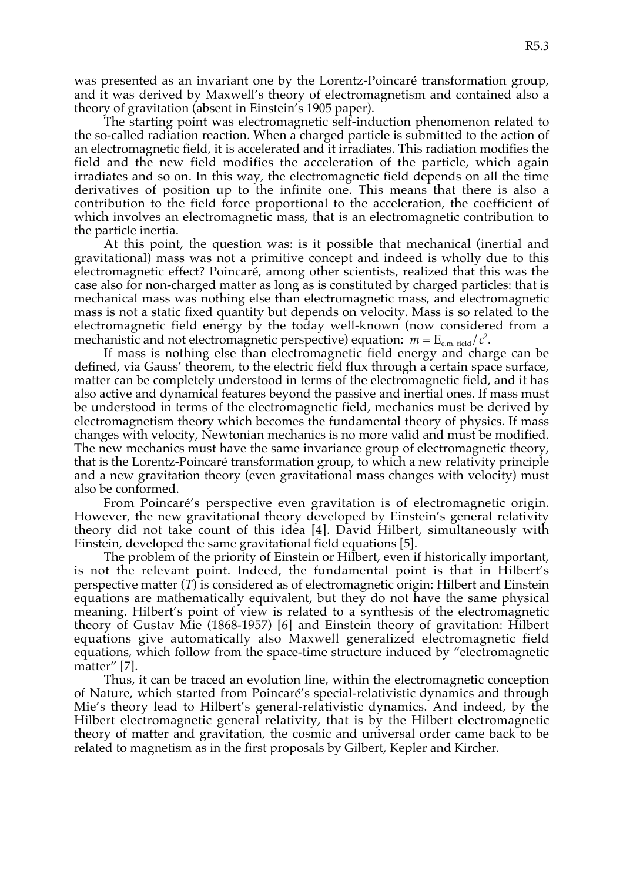was presented as an invariant one by the Lorentz-Poincaré transformation group, and it was derived by Maxwell's theory of electromagnetism and contained also a theory of gravitation (absent in Einstein's 1905 paper).

The starting point was electromagnetic self-induction phenomenon related to the so-called radiation reaction. When a charged particle is submitted to the action of an electromagnetic field, it is accelerated and it irradiates. This radiation modifies the field and the new field modifies the acceleration of the particle, which again irradiates and so on. In this way, the electromagnetic field depends on all the time derivatives of position up to the infinite one. This means that there is also a contribution to the field force proportional to the acceleration, the coefficient of which involves an electromagnetic mass, that is an electromagnetic contribution to the particle inertia.

At this point, the question was: is it possible that mechanical (inertial and gravitational) mass was not a primitive concept and indeed is wholly due to this electromagnetic effect? Poincaré, among other scientists, realized that this was the case also for non-charged matter as long as is constituted by charged particles: that is mechanical mass was nothing else than electromagnetic mass, and electromagnetic mass is not a static fixed quantity but depends on velocity. Mass is so related to the electromagnetic field energy by the today well-known (now considered from a mechanistic and not electromagnetic perspective) equation: $m = E_{\text{e.m. field}}/c^2$.

If mass is nothing else than electromagnetic field energy and charge can be defined, via Gauss' theorem, to the electric field flux through a certain space surface, matter can be completely understood in terms of the electromagnetic field, and it has also active and dynamical features beyond the passive and inertial ones. If mass must be understood in terms of the electromagnetic field, mechanics must be derived by electromagnetism theory which becomes the fundamental theory of physics. If mass changes with velocity, Newtonian mechanics is no more valid and must be modified. The new mechanics must have the same invariance group of electromagnetic theory, that is the Lorentz-Poincaré transformation group, to which a new relativity principle and a new gravitation theory (even gravitational mass changes with velocity) must also be conformed.

From Poincaré's perspective even gravitation is of electromagnetic origin. However, the new gravitational theory developed by Einstein's general relativity theory did not take count of this idea [4]. David Hilbert, simultaneously with Einstein, developed the same gravitational field equations [5].

The problem of the priority of Einstein or Hilbert, even if historically important, is not the relevant point. Indeed, the fundamental point is that in Hilbert's perspective matter ($T$) is considered as of electromagnetic origin: Hilbert and Einstein equations are mathematically equivalent, but they do not have the same physical meaning. Hilbert's point of view is related to a synthesis of the electromagnetic theory of Gustav Mie (1868-1957) [6] and Einstein theory of gravitation: Hilbert equations give automatically also Maxwell generalized electromagnetic field equations, which follow from the space-time structure induced by "electromagnetic matter" [7].

Thus, it can be traced an evolution line, within the electromagnetic conception of Nature, which started from Poincaré's special-relativistic dynamics and through Mie's theory lead to Hilbert's general-relativistic dynamics. And indeed, by the Hilbert electromagnetic general relativity, that is by the Hilbert electromagnetic theory of matter and gravitation, the cosmic and universal order came back to be related to magnetism as in the first proposals by Gilbert, Kepler and Kircher.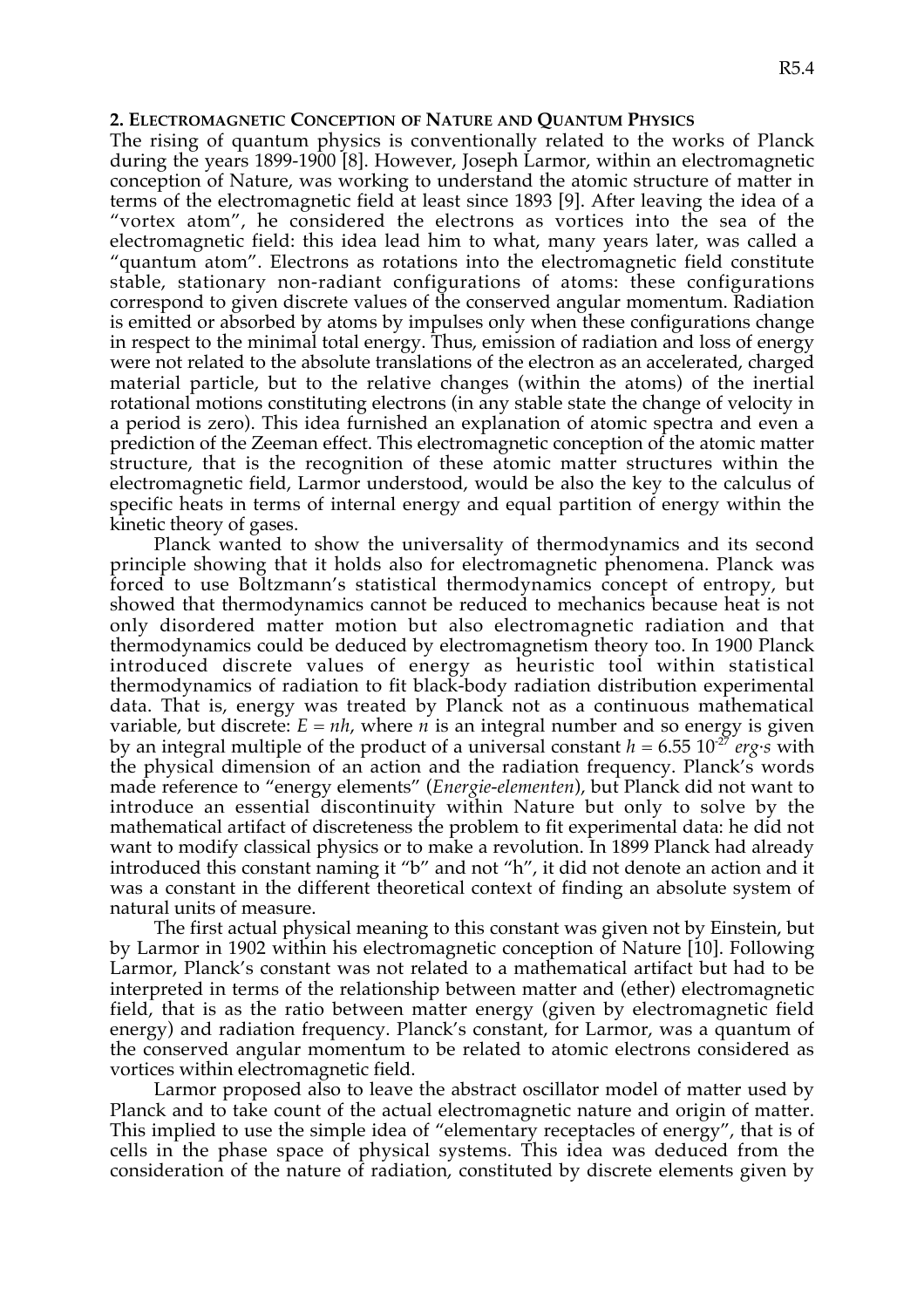## 2. Electromagnetic Conception of Nature and Quantum Physics

The rising of quantum physics is conventionally related to the works of Planck during the years 1899-1900 [8]. However, Joseph Larmor, within an electromagnetic conception of Nature, was working to understand the atomic structure of matter in terms of the electromagnetic field at least since 1893 [9]. After leaving the idea of a "vortex atom", he considered the electrons as vortices into the sea of the electromagnetic field: this idea lead him to what, many years later, was called a "quantum atom". Electrons as rotations into the electromagnetic field constitute stable, stationary non-radiant configurations of atoms: these configurations correspond to given discrete values of the conserved angular momentum. Radiation is emitted or absorbed by atoms by impulses only when these configurations change in respect to the minimal total energy. Thus, emission of radiation and loss of energy were not related to the absolute translations of the electron as an accelerated, charged material particle, but to the relative changes (within the atoms) of the inertial rotational motions constituting electrons (in any stable state the change of velocity in a period is zero). This idea furnished an explanation of atomic spectra and even a prediction of the Zeeman effect. This electromagnetic conception of the atomic matter structure, that is the recognition of these atomic matter structures within the electromagnetic field, Larmor understood, would be also the key to the calculus of specific heats in terms of internal energy and equal partition of energy within the kinetic theory of gases.

Planck wanted to show the universality of thermodynamics and its second principle showing that it holds also for electromagnetic phenomena. Planck was forced to use Boltzmann's statistical thermodynamics concept of entropy, but showed that thermodynamics cannot be reduced to mechanics because heat is not only disordered matter motion but also electromagnetic radiation and that thermodynamics could be deduced by electromagnetism theory too. In 1900 Planck introduced discrete values of energy as heuristic tool within statistical thermodynamics of radiation to fit black-body radiation distribution experimental data. That is, energy was treated by Planck not as a continuous mathematical variable, but discrete: $E = nh$, where $n$ is an integral number and so energy is given by an integral multiple of the product of a universal constant $h = 6.55\ 10^{-27}$ *erg·s* with the physical dimension of an action and the radiation frequency. Planck's words made reference to "energy elements" (*Energie-elementen*), but Planck did not want to introduce an essential discontinuity within Nature but only to solve by the mathematical artifact of discreteness the problem to fit experimental data: he did not want to modify classical physics or to make a revolution. In 1899 Planck had already introduced this constant naming it "b" and not "h", it did not denote an action and it was a constant in the different theoretical context of finding an absolute system of natural units of measure.

The first actual physical meaning to this constant was given not by Einstein, but by Larmor in 1902 within his electromagnetic conception of Nature [10]. Following Larmor, Planck's constant was not related to a mathematical artifact but had to be interpreted in terms of the relationship between matter and (ether) electromagnetic field, that is as the ratio between matter energy (given by electromagnetic field energy) and radiation frequency. Planck's constant, for Larmor, was a quantum of the conserved angular momentum to be related to atomic electrons considered as vortices within electromagnetic field.

Larmor proposed also to leave the abstract oscillator model of matter used by Planck and to take count of the actual electromagnetic nature and origin of matter. This implied to use the simple idea of "elementary receptacles of energy", that is of cells in the phase space of physical systems. This idea was deduced from the consideration of the nature of radiation, constituted by discrete elements given by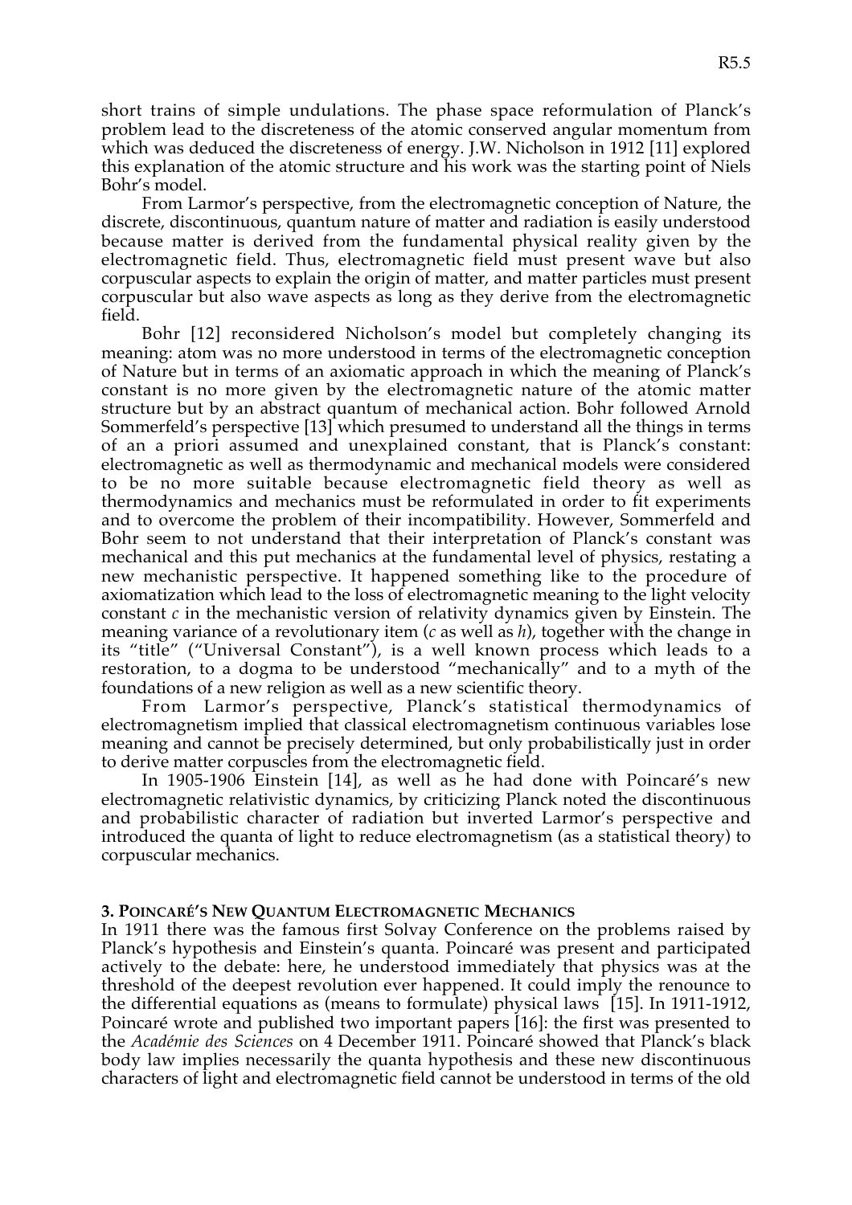short trains of simple undulations. The phase space reformulation of Planck's problem lead to the discreteness of the atomic conserved angular momentum from which was deduced the discreteness of energy. J.W. Nicholson in 1912 [11] explored this explanation of the atomic structure and his work was the starting point of Niels Bohr's model.

From Larmor's perspective, from the electromagnetic conception of Nature, the discrete, discontinuous, quantum nature of matter and radiation is easily understood because matter is derived from the fundamental physical reality given by the electromagnetic field. Thus, electromagnetic field must present wave but also corpuscular aspects to explain the origin of matter, and matter particles must present corpuscular but also wave aspects as long as they derive from the electromagnetic field.

Bohr [12] reconsidered Nicholson's model but completely changing its meaning: atom was no more understood in terms of the electromagnetic conception of Nature but in terms of an axiomatic approach in which the meaning of Planck's constant is no more given by the electromagnetic nature of the atomic matter structure but by an abstract quantum of mechanical action. Bohr followed Arnold Sommerfeld's perspective [13] which presumed to understand all the things in terms of an a priori assumed and unexplained constant, that is Planck's constant: electromagnetic as well as thermodynamic and mechanical models were considered to be no more suitable because electromagnetic field theory as well as thermodynamics and mechanics must be reformulated in order to fit experiments and to overcome the problem of their incompatibility. However, Sommerfeld and Bohr seem to not understand that their interpretation of Planck's constant was mechanical and this put mechanics at the fundamental level of physics, restating a new mechanistic perspective. It happened something like to the procedure of axiomatization which lead to the loss of electromagnetic meaning to the light velocity constant $c$ in the mechanistic version of relativity dynamics given by Einstein. The meaning variance of a revolutionary item ($c$ as well as $h$), together with the change in its "title" ("Universal Constant"), is a well known process which leads to a restoration, to a dogma to be understood "mechanically" and to a myth of the foundations of a new religion as well as a new scientific theory.

From Larmor's perspective, Planck's statistical thermodynamics of electromagnetism implied that classical electromagnetism continuous variables lose meaning and cannot be precisely determined, but only probabilistically just in order to derive matter corpuscles from the electromagnetic field.

In 1905-1906 Einstein [14], as well as he had done with Poincaré's new electromagnetic relativistic dynamics, by criticizing Planck noted the discontinuous and probabilistic character of radiation but inverted Larmor's perspective and introduced the quanta of light to reduce electromagnetism (as a statistical theory) to corpuscular mechanics.

## 3. Poincaré's New Quantum Electromagnetic Mechanics

In 1911 there was the famous first Solvay Conference on the problems raised by Planck's hypothesis and Einstein's quanta. Poincaré was present and participated actively to the debate: here, he understood immediately that physics was at the threshold of the deepest revolution ever happened. It could imply the renounce to the differential equations as (means to formulate) physical laws [15]. In 1911-1912, Poincaré wrote and published two important papers [16]: the first was presented to the *Académie des Sciences* on 4 December 1911. Poincaré showed that Planck's black body law implies necessarily the quanta hypothesis and these new discontinuous characters of light and electromagnetic field cannot be understood in terms of the old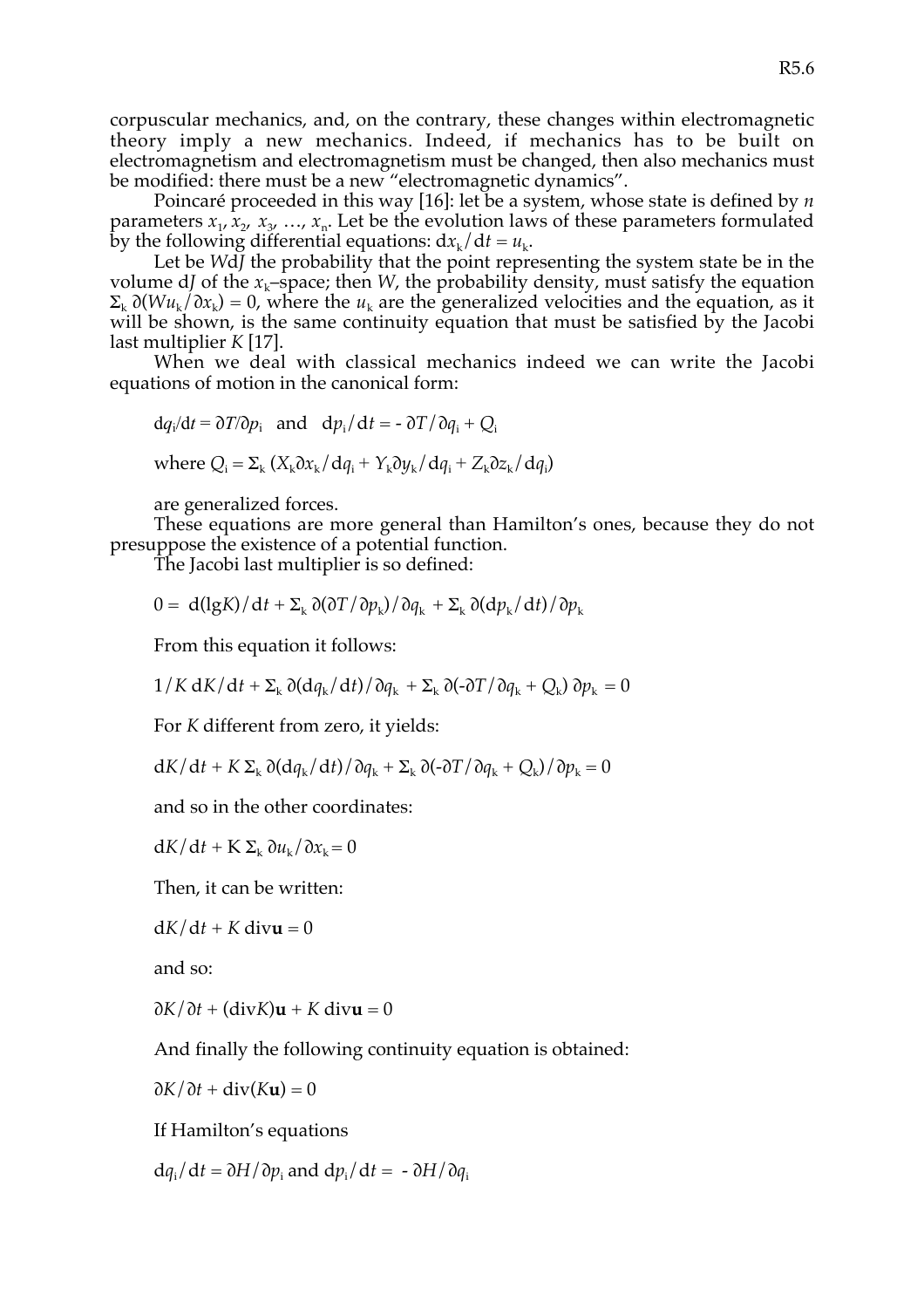corpuscular mechanics, and, on the contrary, these changes within electromagnetic theory imply a new mechanics. Indeed, if mechanics has to be built on electromagnetism and electromagnetism must be changed, then also mechanics must be modified: there must be a new "electromagnetic dynamics".

Poincaré proceeded in this way [16]: let be a system, whose state is defined by $n$ parameters $x_1, x_2, x_3, \ldots, x_n$. Let be the evolution laws of these parameters formulated by the following differential equations: $\mathrm{d}x_k/\mathrm{d}t = u_k$.

Let be $W\mathrm{d}J$ the probability that the point representing the system state be in the volume $\mathrm{d}J$ of the $x_k$–space; then $W$, the probability density, must satisfy the equation $\Sigma_k\, \partial(Wu_k/\partial x_k) = 0$, where the $u_k$ are the generalized velocities and the equation, as it will be shown, is the same continuity equation that must be satisfied by the Jacobi last multiplier $K$ [17].

When we deal with classical mechanics indeed we can write the Jacobi equations of motion in the canonical form:

$$\mathrm{d}q_i/\mathrm{d}t = \partial T/\partial p_i \quad \text{and} \quad \mathrm{d}p_i/\mathrm{d}t = -\,\partial T/\partial q_i + Q_i$$

where $Q_i = \Sigma_k\, (X_k \partial x_k/\mathrm{d}q_i + Y_k \partial y_k/\mathrm{d}q_i + Z_k \partial z_k/\mathrm{d}q_i)$

are generalized forces.

These equations are more general than Hamilton's ones, because they do not presuppose the existence of a potential function.

The Jacobi last multiplier is so defined:

$$0 = \mathrm{d}(\lg K)/\mathrm{d}t + \Sigma_k\, \partial(\partial T/\partial p_k)/\partial q_k + \Sigma_k\, \partial(\mathrm{d}p_k/\mathrm{d}t)/\partial p_k$$

From this equation it follows:

$$1/K\, \mathrm{d}K/\mathrm{d}t + \Sigma_k\, \partial(\mathrm{d}q_k/\mathrm{d}t)/\partial q_k + \Sigma_k\, \partial(-\partial T/\partial q_k + Q_k)\, \partial p_k = 0$$

For $K$ different from zero, it yields:

$$\mathrm{d}K/\mathrm{d}t + K\, \Sigma_k\, \partial(\mathrm{d}q_k/\mathrm{d}t)/\partial q_k + \Sigma_k\, \partial(-\partial T/\partial q_k + Q_k)/\partial p_k = 0$$

and so in the other coordinates:

$$\mathrm{d}K/\mathrm{d}t + \mathrm{K}\, \Sigma_k\, \partial u_k/\partial x_k = 0$$

Then, it can be written:

$$\mathrm{d}K/\mathrm{d}t + K\, \mathrm{div}\mathbf{u} = 0$$

and so:

$$\partial K/\partial t + (\mathrm{div}K)\mathbf{u} + K\, \mathrm{div}\mathbf{u} = 0$$

And finally the following continuity equation is obtained:

$$\partial K/\partial t + \mathrm{div}(K\mathbf{u}) = 0$$

If Hamilton's equations

$$\mathrm{d}q_i/\mathrm{d}t = \partial H/\partial p_i \text{ and } \mathrm{d}p_i/\mathrm{d}t = -\,\partial H/\partial q_i$$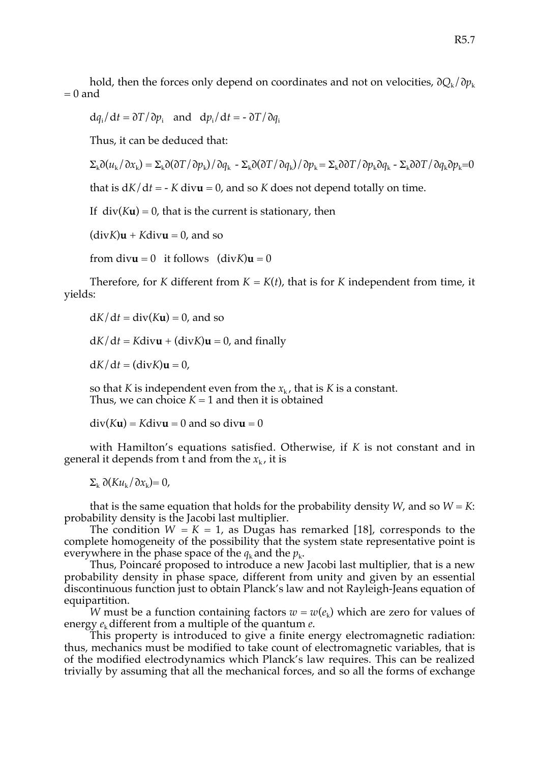hold, then the forces only depend on coordinates and not on velocities, $\partial Q_k/\partial p_k = 0$ and

$dq_i/dt = \partial T/\partial p_i$ and $dp_i/dt = - \partial T/\partial q_i$

Thus, it can be deduced that:

$$\Sigma_k \partial(u_k/\partial x_k) = \Sigma_k \partial(\partial T/\partial p_k)/\partial q_k - \Sigma_k \partial(\partial T/\partial q_k)/\partial p_k = \Sigma_k \partial\partial T/\partial p_k \partial q_k - \Sigma_k \partial\partial T/\partial q_k \partial p_k = 0$$

that is $dK/dt = - K \,\text{div}\mathbf{u} = 0$, and so $K$ does not depend totally on time.

If $\text{div}(K\mathbf{u}) = 0$, that is the current is stationary, then

$(\text{div}K)\mathbf{u} + K\text{div}\mathbf{u} = 0$, and so

from $\text{div}\mathbf{u} = 0$ it follows $(\text{div}K)\mathbf{u} = 0$

Therefore, for $K$ different from $K = K(t)$, that is for $K$ independent from time, it yields:

$dK/dt = \text{div}(K\mathbf{u}) = 0$, and so

$dK/dt = K\text{div}\mathbf{u} + (\text{div}K)\mathbf{u} = 0$, and finally

$dK/dt = (\text{div}K)\mathbf{u} = 0$,

so that $K$ is independent even from the $x_k$, that is $K$ is a constant.
Thus, we can choice $K = 1$ and then it is obtained

$\text{div}(K\mathbf{u}) = K\text{div}\mathbf{u} = 0$ and so $\text{div}\mathbf{u} = 0$

with Hamilton's equations satisfied. Otherwise, if $K$ is not constant and in general it depends from t and from the $x_k$, it is

$\Sigma_k \partial(Ku_k/\partial x_k) = 0$,

that is the same equation that holds for the probability density $W$, and so $W = K$: probability density is the Jacobi last multiplier.

The condition $W = K = 1$, as Dugas has remarked [18], corresponds to the complete homogeneity of the possibility that the system state representative point is everywhere in the phase space of the $q_k$ and the $p_k$.

Thus, Poincaré proposed to introduce a new Jacobi last multiplier, that is a new probability density in phase space, different from unity and given by an essential discontinuous function just to obtain Planck's law and not Rayleigh-Jeans equation of equipartition.

$W$ must be a function containing factors $w = w(e_k)$ which are zero for values of energy $e_k$ different from a multiple of the quantum $e$.

This property is introduced to give a finite energy electromagnetic radiation: thus, mechanics must be modified to take count of electromagnetic variables, that is of the modified electrodynamics which Planck's law requires. This can be realized trivially by assuming that all the mechanical forces, and so all the forms of exchange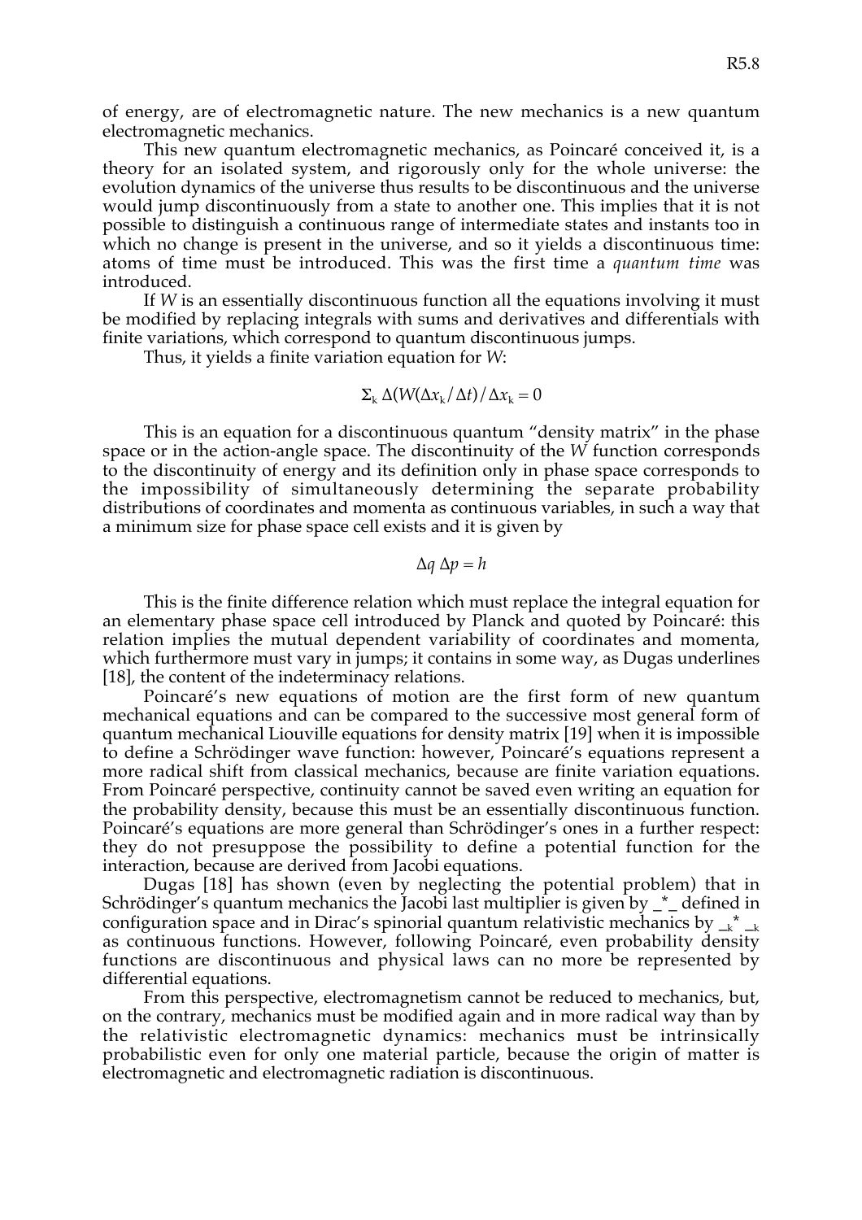of energy, are of electromagnetic nature. The new mechanics is a new quantum electromagnetic mechanics.

This new quantum electromagnetic mechanics, as Poincaré conceived it, is a theory for an isolated system, and rigorously only for the whole universe: the evolution dynamics of the universe thus results to be discontinuous and the universe would jump discontinuously from a state to another one. This implies that it is not possible to distinguish a continuous range of intermediate states and instants too in which no change is present in the universe, and so it yields a discontinuous time: atoms of time must be introduced. This was the first time a *quantum time* was introduced.

If $W$ is an essentially discontinuous function all the equations involving it must be modified by replacing integrals with sums and derivatives and differentials with finite variations, which correspond to quantum discontinuous jumps.

Thus, it yields a finite variation equation for $W$:

$$\Sigma_k \, \Delta(W(\Delta x_k/\Delta t)/\Delta x_k = 0$$

This is an equation for a discontinuous quantum "density matrix" in the phase space or in the action-angle space. The discontinuity of the $W$ function corresponds to the discontinuity of energy and its definition only in phase space corresponds to the impossibility of simultaneously determining the separate probability distributions of coordinates and momenta as continuous variables, in such a way that a minimum size for phase space cell exists and it is given by

$$\Delta q \, \Delta p = h$$

This is the finite difference relation which must replace the integral equation for an elementary phase space cell introduced by Planck and quoted by Poincaré: this relation implies the mutual dependent variability of coordinates and momenta, which furthermore must vary in jumps; it contains in some way, as Dugas underlines [18], the content of the indeterminacy relations.

Poincaré's new equations of motion are the first form of new quantum mechanical equations and can be compared to the successive most general form of quantum mechanical Liouville equations for density matrix [19] when it is impossible to define a Schrödinger wave function: however, Poincaré's equations represent a more radical shift from classical mechanics, because are finite variation equations. From Poincaré perspective, continuity cannot be saved even writing an equation for the probability density, because this must be an essentially discontinuous function. Poincaré's equations are more general than Schrödinger's ones in a further respect: they do not presuppose the possibility to define a potential function for the interaction, because are derived from Jacobi equations.

Dugas [18] has shown (even by neglecting the potential problem) that in Schrödinger's quantum mechanics the Jacobi last multiplier is given by _*_ defined in configuration space and in Dirac's spinorial quantum relativistic mechanics by $\__k^* \, \__k$ as continuous functions. However, following Poincaré, even probability density functions are discontinuous and physical laws can no more be represented by differential equations.

From this perspective, electromagnetism cannot be reduced to mechanics, but, on the contrary, mechanics must be modified again and in more radical way than by the relativistic electromagnetic dynamics: mechanics must be intrinsically probabilistic even for only one material particle, because the origin of matter is electromagnetic and electromagnetic radiation is discontinuous.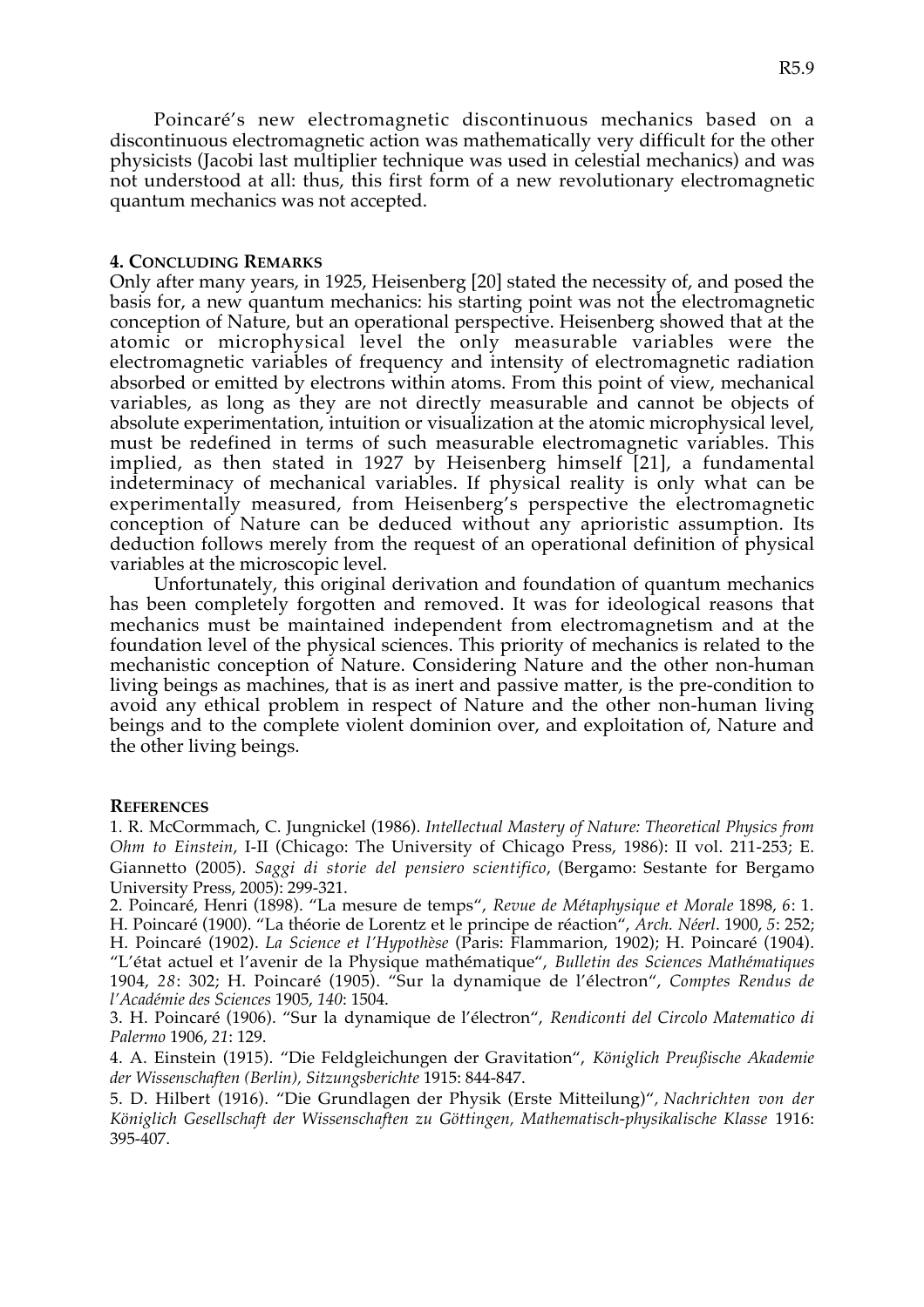Poincaré's new electromagnetic discontinuous mechanics based on a discontinuous electromagnetic action was mathematically very difficult for the other physicists (Jacobi last multiplier technique was used in celestial mechanics) and was not understood at all: thus, this first form of a new revolutionary electromagnetic quantum mechanics was not accepted.

## 4. CONCLUDING REMARKS

Only after many years, in 1925, Heisenberg [20] stated the necessity of, and posed the basis for, a new quantum mechanics: his starting point was not the electromagnetic conception of Nature, but an operational perspective. Heisenberg showed that at the atomic or microphysical level the only measurable variables were the electromagnetic variables of frequency and intensity of electromagnetic radiation absorbed or emitted by electrons within atoms. From this point of view, mechanical variables, as long as they are not directly measurable and cannot be objects of absolute experimentation, intuition or visualization at the atomic microphysical level, must be redefined in terms of such measurable electromagnetic variables. This implied, as then stated in 1927 by Heisenberg himself [21], a fundamental indeterminacy of mechanical variables. If physical reality is only what can be experimentally measured, from Heisenberg's perspective the electromagnetic conception of Nature can be deduced without any aprioristic assumption. Its deduction follows merely from the request of an operational definition of physical variables at the microscopic level.

Unfortunately, this original derivation and foundation of quantum mechanics has been completely forgotten and removed. It was for ideological reasons that mechanics must be maintained independent from electromagnetism and at the foundation level of the physical sciences. This priority of mechanics is related to the mechanistic conception of Nature. Considering Nature and the other non-human living beings as machines, that is as inert and passive matter, is the pre-condition to avoid any ethical problem in respect of Nature and the other non-human living beings and to the complete violent dominion over, and exploitation of, Nature and the other living beings.

## REFERENCES

1. R. McCormmach, C. Jungnickel (1986). *Intellectual Mastery of Nature: Theoretical Physics from Ohm to Einstein*, I-II (Chicago: The University of Chicago Press, 1986): II vol. 211-253; E. Giannetto (2005). *Saggi di storie del pensiero scientifico*, (Bergamo: Sestante for Bergamo University Press, 2005): 299-321.

2. Poincaré, Henri (1898). "La mesure de temps", *Revue de Métaphysique et Morale* 1898, *6*: 1. H. Poincaré (1900). "La théorie de Lorentz et le principe de réaction", *Arch. Néerl*. 1900, *5*: 252; H. Poincaré (1902). *La Science et l'Hypothèse* (Paris: Flammarion, 1902); H. Poincaré (1904). "L'état actuel et l'avenir de la Physique mathématique", *Bulletin des Sciences Mathématiques* 1904, *28*: 302; H. Poincaré (1905). "Sur la dynamique de l'électron", *Comptes Rendus de l'Académie des Sciences* 1905, *140*: 1504.

3. H. Poincaré (1906). "Sur la dynamique de l'électron", *Rendiconti del Circolo Matematico di Palermo* 1906, *21*: 129.

4. A. Einstein (1915). "Die Feldgleichungen der Gravitation", *Königlich Preußische Akademie der Wissenschaften (Berlin), Sitzungsberichte* 1915: 844-847.

5. D. Hilbert (1916). "Die Grundlagen der Physik (Erste Mitteilung)", *Nachrichten von der Königlich Gesellschaft der Wissenschaften zu Göttingen, Mathematisch-physikalische Klasse* 1916: 395-407.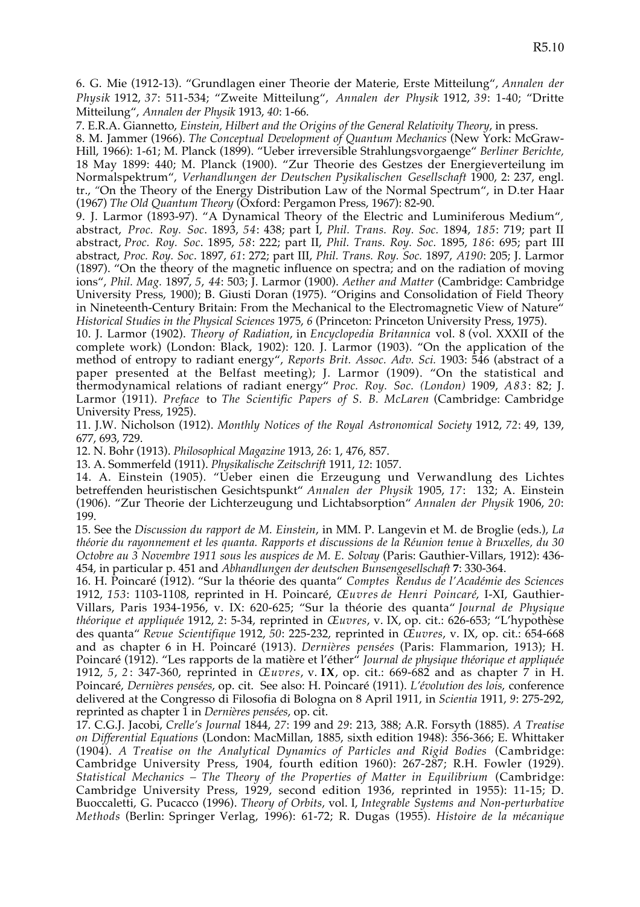6. G. Mie (1912-13). "Grundlagen einer Theorie der Materie, Erste Mitteilung", *Annalen der Physik* 1912, *37*: 511-534; "Zweite Mitteilung", *Annalen der Physik* 1912, *39*: 1-40; "Dritte Mitteilung", *Annalen der Physik* 1913, *40*: 1-66.

7. E.R.A. Giannetto, *Einstein, Hilbert and the Origins of the General Relativity Theory*, in press.

8. M. Jammer (1966). *The Conceptual Development of Quantum Mechanics* (New York: McGraw-Hill, 1966): 1-61; M. Planck (1899). "Ueber irreversible Strahlungsvorgaenge" *Berliner Berichte,* 18 May 1899: 440; M. Planck (1900). "Zur Theorie des Gestzes der Energieverteilung im Normalspektrum", *Verhandlungen der Deutschen Pysikalischen Gesellschaft* 1900, 2: 237, engl. tr., "On the Theory of the Energy Distribution Law of the Normal Spectrum", in D.ter Haar (1967) *The Old Quantum Theory* (Oxford: Pergamon Press, 1967): 82-90.

9. J. Larmor (1893-97). "A Dynamical Theory of the Electric and Luminiferous Medium", abstract, *Proc. Roy. Soc*. 1893, *54*: 438; part I, *Phil. Trans. Roy. Soc.* 1894, *185*: 719; part II abstract, *Proc. Roy. Soc*. 1895, *58*: 222; part II, *Phil. Trans. Roy. Soc.* 1895, *186*: 695; part III abstract, *Proc. Roy. Soc*. 1897, *61*: 272; part III, *Phil. Trans. Roy. Soc.* 1897, *A190*: 205; J. Larmor (1897). "On the theory of the magnetic influence on spectra; and on the radiation of moving ions", *Phil. Mag.* 1897, *5*, *44*: 503; J. Larmor (1900). *Aether and Matter* (Cambridge: Cambridge University Press, 1900); B. Giusti Doran (1975). "Origins and Consolidation of Field Theory in Nineteenth-Century Britain: From the Mechanical to the Electromagnetic View of Nature" *Historical Studies in the Physical Sciences* 1975, *6* (Princeton: Princeton University Press, 1975).

10. J. Larmor (1902). *Theory of Radiation*, in *Encyclopedia Britannica* vol. 8 (vol. XXXII of the complete work) (London: Black, 1902): 120. J. Larmor (1903). "On the application of the method of entropy to radiant energy", *Reports Brit. Assoc. Adv. Sci.* 1903: 546 (abstract of a paper presented at the Belfast meeting); J. Larmor (1909). "On the statistical and thermodynamical relations of radiant energy" *Proc. Roy. Soc. (London)* 1909, *A83*: 82; J. Larmor (1911). *Preface* to *The Scientific Papers of S. B. McLaren* (Cambridge: Cambridge University Press, 1925).

11. J.W. Nicholson (1912). *Monthly Notices of the Royal Astronomical Society* 1912, *72*: 49, 139, 677, 693, 729.

12. N. Bohr (1913). *Philosophical Magazine* 1913, *26*: 1, 476, 857.

13. A. Sommerfeld (1911). *Physikalische Zeitschrift* 1911, *12*: 1057.

14. A. Einstein (1905). "Ueber einen die Erzeugung und Verwandlung des Lichtes betreffenden heuristischen Gesichtspunkt" *Annalen der Physik* 1905, *17*: 132; A. Einstein (1906). "Zur Theorie der Lichterzeugung und Lichtabsorption" *Annalen der Physik* 1906, *20*: 199.

15. See the *Discussion du rapport de M. Einstein*, in MM. P. Langevin et M. de Broglie (eds.), *La théorie du rayonnement et les quanta. Rapports et discussions de la Réunion tenue à Bruxelles, du 30 Octobre au 3 Novembre 1911 sous les auspices de M. E. Solvay* (Paris: Gauthier-Villars, 1912): 436-454, in particular p. 451 and *Abhandlungen der deutschen Bunsengesellschaft* **7**: 330-364.

16. H. Poincaré (1912). "Sur la théorie des quanta" *Comptes Rendus de l'Académie des Sciences* 1912, *153*: 1103-1108, reprinted in H. Poincaré, *Œuvres de Henri Poincaré*, I-XI, Gauthier-Villars, Paris 1934-1956, v. IX: 620-625; "Sur la théorie des quanta" *Journal de Physique théorique et appliquée* 1912, *2*: 5-34, reprinted in *Œuvres*, v. IX, op. cit.: 626-653; "L'hypothèse des quanta" *Revue Scientifique* 1912, *50*: 225-232, reprinted in *Œuvres*, v. IX, op. cit.: 654-668 and as chapter 6 in H. Poincaré (1913). *Dernières pensées* (Paris: Flammarion, 1913); H. Poincaré (1912). "Les rapports de la matière et l'éther" *Journal de physique théorique et appliquée* 1912, *5*, *2*: 347-360, reprinted in *Œuvres*, v. **IX**, op. cit.: 669-682 and as chapter 7 in H. Poincaré, *Dernières pensées*, op. cit. See also: H. Poincaré (1911). *L'évolution des lois*, conference delivered at the Congresso di Filosofia di Bologna on 8 April 1911, in *Scientia* 1911, *9*: 275-292, reprinted as chapter 1 in *Dernières pensées*, op. cit.

17. C.G.J. Jacobi, *Crelle's Journal* 1844, *27*: 199 and *29*: 213, 388; A.R. Forsyth (1885). *A Treatise on Differential Equations* (London: MacMillan, 1885, sixth edition 1948): 356-366; E. Whittaker (1904). *A Treatise on the Analytical Dynamics of Particles and Rigid Bodies* (Cambridge: Cambridge University Press, 1904, fourth edition 1960): 267-287; R.H. Fowler (1929). *Statistical Mechanics – The Theory of the Properties of Matter in Equilibrium* (Cambridge: Cambridge University Press, 1929, second edition 1936, reprinted in 1955): 11-15; D. Buoccaletti, G. Pucacco (1996). *Theory of Orbits*, vol. I, *Integrable Systems and Non-perturbative Methods* (Berlin: Springer Verlag, 1996): 61-72; R. Dugas (1955). *Histoire de la mécanique*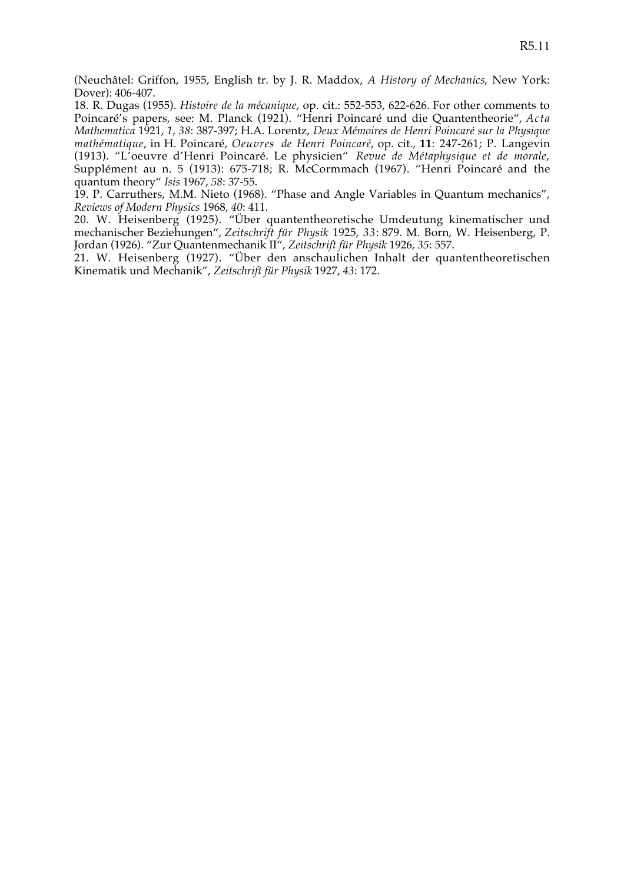(Neuchâtel: Griffon, 1955, English tr. by J. R. Maddox, *A History of Mechanics*, New York: Dover): 406-407.

18. R. Dugas (1955). *Histoire de la mécanique*, op. cit.: 552-553, 622-626. For other comments to Poincaré's papers, see: M. Planck (1921). "Henri Poincaré und die Quantentheorie", *Acta Mathematica* 1921, *1*, *38*: 387-397; H.A. Lorentz, *Deux Mémoires de Henri Poincaré sur la Physique mathématique*, in H. Poincaré, *Oeuvres de Henri Poincaré*, op. cit., **11**: 247-261; P. Langevin (1913). "L'oeuvre d'Henri Poincaré. Le physicien" *Revue de Métaphysique et de morale*, Supplément au n. 5 (1913): 675-718; R. McCormmach (1967). "Henri Poincaré and the quantum theory" *Isis* 1967, *58*: 37-55.

19. P. Carruthers, M.M. Nieto (1968). "Phase and Angle Variables in Quantum mechanics", *Reviews of Modern Physics* 1968, *40*: 411.

20. W. Heisenberg (1925). "Über quantentheoretische Umdeutung kinematischer und mechanischer Beziehungen", *Zeitschrift für Physik* 1925, *33*: 879. M. Born, W. Heisenberg, P. Jordan (1926). "Zur Quantenmechanik II", *Zeitschrift für Physik* 1926, *35*: 557.

21. W. Heisenberg (1927). "Über den anschaulichen Inhalt der quantentheoretischen Kinematik und Mechanik", *Zeitschrift für Physik* 1927, *43*: 172.